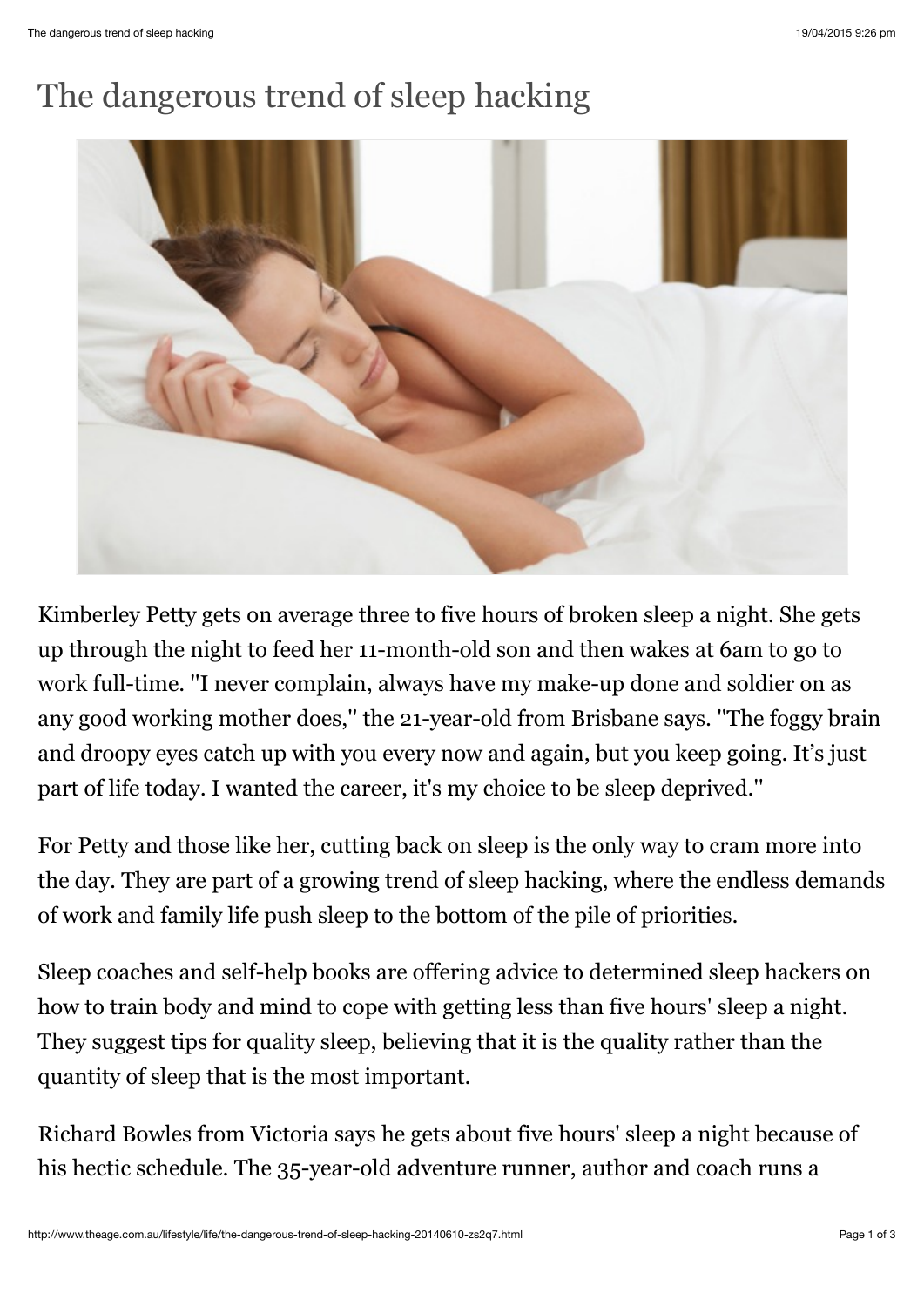# The dangerous trend of sleep hacking

Kimberley Petty gets on average three to five hours of broken sleep a night. She gets up through the night to feed her 11-month-old son and then wakes at 6am to go to work full-time. "I never complain, always have my make-up done and soldier on as any good working mother does," the 21-year-old from Brisbane says. "The foggy brain and droopy eyes catch up with you every now and again, but you keep going. It's just part of life today. I wanted the career, it's my choice to be sleep deprived."

For Petty and those like her, cutting back on sleep is the only way to cram more into the day. They are part of a growing trend of sleep hacking, where the endless demands of work and family life push sleep to the bottom of the pile of priorities.

Sleep coaches and self-help books are offering advice to determined sleep hackers on how to train body and mind to cope with getting less than five hours' sleep a night. They suggest tips for quality sleep, believing that it is the quality rather than the quantity of sleep that is the most important.

Richard Bowles from Victoria says he gets about five hours' sleep a night because of his hectic schedule. The 35-year-old adventure runner, author and coach runs a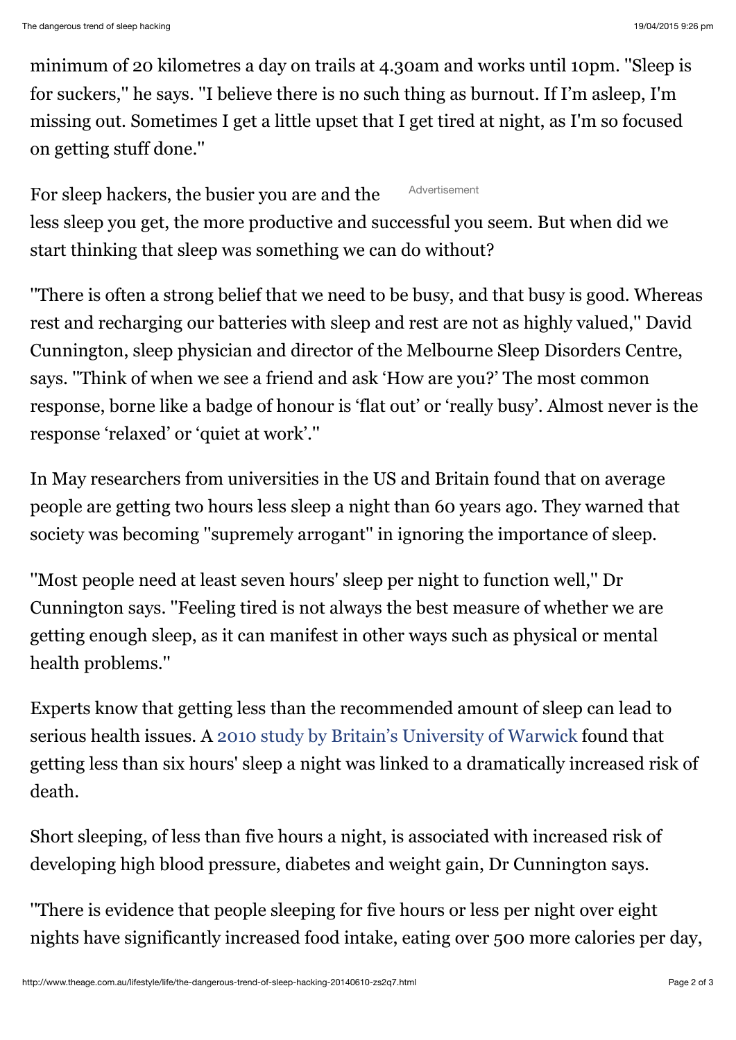minimum of 20 kilometres a day on trails at 4.30am and works until 10pm. "Sleep is for suckers," he says. "I believe there is no such thing as burnout. If I'm asleep, I'm missing out. Sometimes I get a little upset that I get tired at night, as I'm so focused on getting stuff done."

For sleep hackers, the busier you are and the less sleep you get, the more productive and successful you seem. But when did we start thinking that sleep was something we can do without?

"There is often a strong belief that we need to be busy, and that busy is good. Whereas rest and recharging our batteries with sleep and rest are not as highly valued," David Cunnington, sleep physician and director of the Melbourne Sleep Disorders Centre, says. "Think of when we see a friend and ask 'How are you?' The most common response, borne like a badge of honour is 'flat out' or 'really busy'. Almost never is the response 'relaxed' or 'quiet at work'."

In May researchers from universities in the US and Britain found that on average people are getting two hours less sleep a night than 60 years ago. They warned that society was becoming "supremely arrogant" in ignoring the importance of sleep.

"Most people need at least seven hours' sleep per night to function well," Dr Cunnington says. "Feeling tired is not always the best measure of whether we are getting enough sleep, as it can manifest in other ways such as physical or mental health problems."

Experts know that getting less than the recommended amount of sleep can lead to serious health issues. A 2010 study by Britain's University of Warwick found that getting less than six hours' sleep a night was linked to a dramatically increased risk of death.

Short sleeping, of less than five hours a night, is associated with increased risk of developing high blood pressure, diabetes and weight gain, Dr Cunnington says.

"There is evidence that people sleeping for five hours or less per night over eight nights have significantly increased food intake, eating over 500 more calories per day,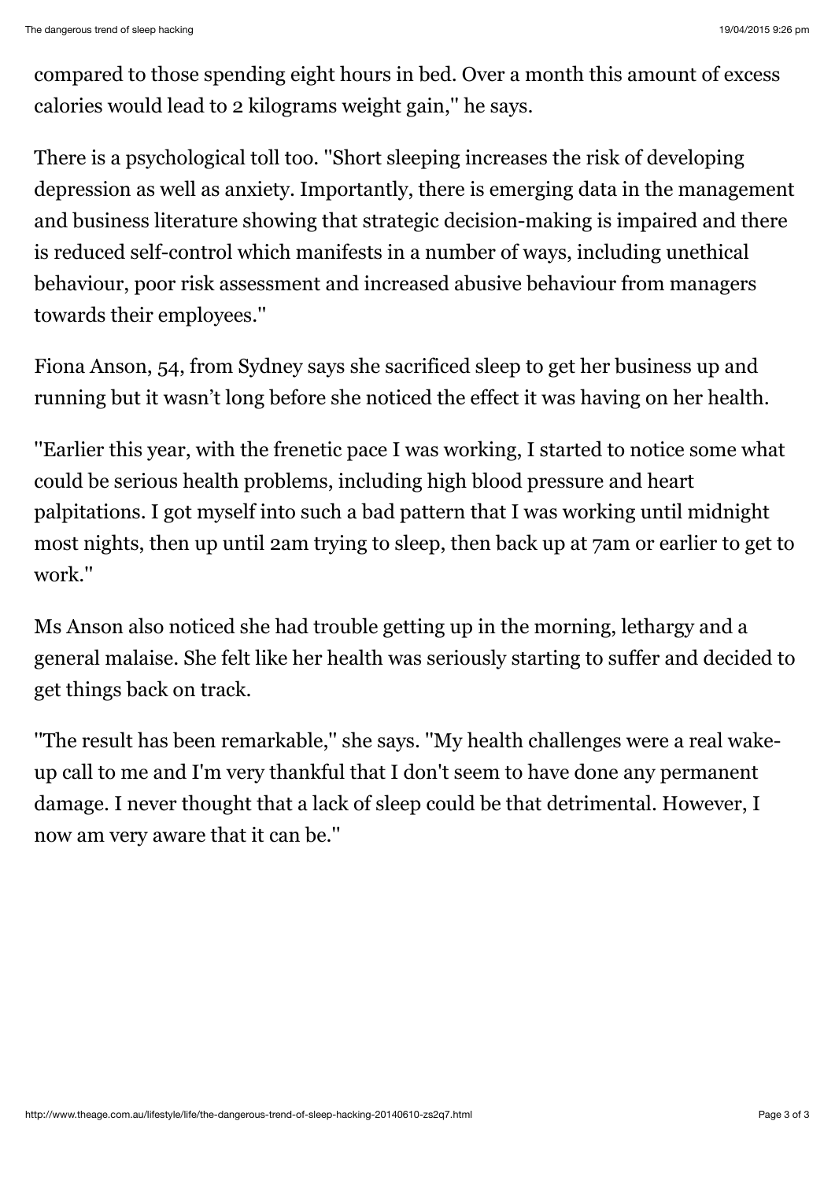compared to those spending eight hours in bed. Over a month this amount of excess calories would lead to 2 kilograms weight gain,'' he says.

There is a psychological toll too. ''Short sleeping increases the risk of developing depression as well as anxiety. Importantly, there is emerging data in the management and business literature showing that strategic decision-making is impaired and there is reduced self-control which manifests in a number of ways, including unethical behaviour, poor risk assessment and increased abusive behaviour from managers towards their employees.''

Fiona Anson, 54, from Sydney says she sacrificed sleep to get her business up and running but it wasn't long before she noticed the effect it was having on her health.

''Earlier this year, with the frenetic pace I was working, I started to notice some what could be serious health problems, including high blood pressure and heart palpitations. I got myself into such a bad pattern that I was working until midnight most nights, then up until 2am trying to sleep, then back up at 7am or earlier to get to work.''

Ms Anson also noticed she had trouble getting up in the morning, lethargy and a general malaise. She felt like her health was seriously starting to suffer and decided to get things back on track.

''The result has been remarkable,'' she says. ''My health challenges were a real wake-up call to me and I'm very thankful that I don't seem to have done any permanent damage. I never thought that a lack of sleep could be that detrimental. However, I now am very aware that it can be.''